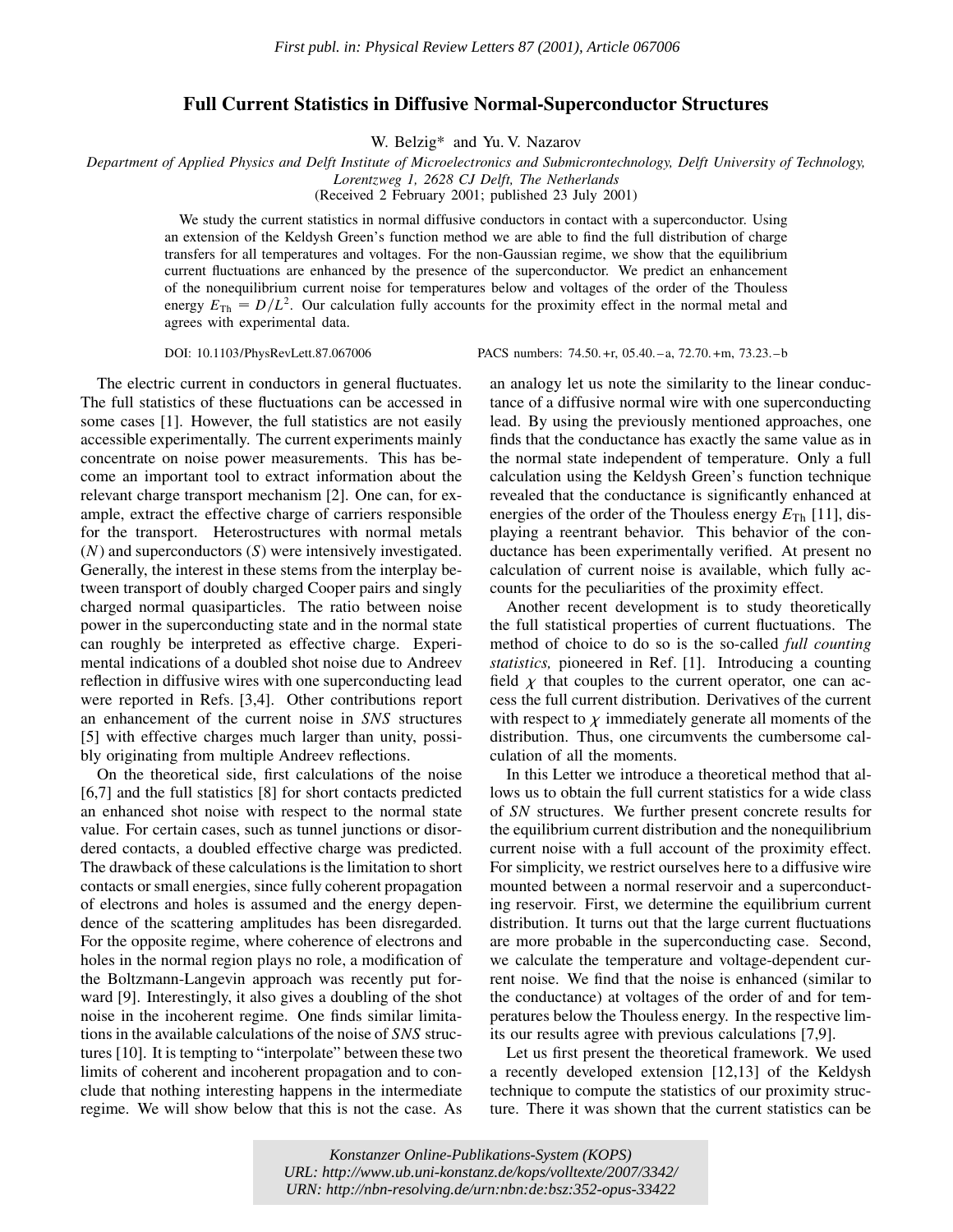*First publ. in: Physical Review Letters 87 (2001), Article 067006*

# Full Current Statistics in Diffusive Normal-Superconductor Structures

W. Belzig* and Yu. V. Nazarov

*Department of Applied Physics and Delft Institute of Microelectronics and Submicrontechnology, Delft University of Technology, Lorentzweg 1, 2628 CJ Delft, The Netherlands*
(Received 2 February 2001; published 23 July 2001)

We study the current statistics in normal diffusive conductors in contact with a superconductor. Using an extension of the Keldysh Green's function method we are able to find the full distribution of charge transfers for all temperatures and voltages. For the non-Gaussian regime, we show that the equilibrium current fluctuations are enhanced by the presence of the superconductor. We predict an enhancement of the nonequilibrium current noise for temperatures below and voltages of the order of the Thouless energy $E_{\rm Th} = D/L^2$. Our calculation fully accounts for the proximity effect in the normal metal and agrees with experimental data.

DOI: 10.1103/PhysRevLett.87.067006 PACS numbers: 74.50.+r, 05.40.–a, 72.70.+m, 73.23.–b

The electric current in conductors in general fluctuates. The full statistics of these fluctuations can be accessed in some cases [1]. However, the full statistics are not easily accessible experimentally. The current experiments mainly concentrate on noise power measurements. This has become an important tool to extract information about the relevant charge transport mechanism [2]. One can, for example, extract the effective charge of carriers responsible for the transport. Heterostructures with normal metals ($N$) and superconductors ($S$) were intensively investigated. Generally, the interest in these stems from the interplay between transport of doubly charged Cooper pairs and singly charged normal quasiparticles. The ratio between noise power in the superconducting state and in the normal state can roughly be interpreted as effective charge. Experimental indications of a doubled shot noise due to Andreev reflection in diffusive wires with one superconducting lead were reported in Refs. [3,4]. Other contributions report an enhancement of the current noise in *SNS* structures [5] with effective charges much larger than unity, possibly originating from multiple Andreev reflections.

On the theoretical side, first calculations of the noise [6,7] and the full statistics [8] for short contacts predicted an enhanced shot noise with respect to the normal state value. For certain cases, such as tunnel junctions or disordered contacts, a doubled effective charge was predicted. The drawback of these calculations is the limitation to short contacts or small energies, since fully coherent propagation of electrons and holes is assumed and the energy dependence of the scattering amplitudes has been disregarded. For the opposite regime, where coherence of electrons and holes in the normal region plays no role, a modification of the Boltzmann-Langevin approach was recently put forward [9]. Interestingly, it also gives a doubling of the shot noise in the incoherent regime. One finds similar limitations in the available calculations of the noise of *SNS* structures [10]. It is tempting to "interpolate" between these two limits of coherent and incoherent propagation and to conclude that nothing interesting happens in the intermediate regime. We will show below that this is not the case. As an analogy let us note the similarity to the linear conductance of a diffusive normal wire with one superconducting lead. By using the previously mentioned approaches, one finds that the conductance has exactly the same value as in the normal state independent of temperature. Only a full calculation using the Keldysh Green's function technique revealed that the conductance is significantly enhanced at energies of the order of the Thouless energy $E_{\rm Th}$ [11], displaying a reentrant behavior. This behavior of the conductance has been experimentally verified. At present no calculation of current noise is available, which fully accounts for the peculiarities of the proximity effect.

Another recent development is to study theoretically the full statistical properties of current fluctuations. The method of choice to do so is the so-called *full counting statistics,* pioneered in Ref. [1]. Introducing a counting field $\chi$ that couples to the current operator, one can access the full current distribution. Derivatives of the current with respect to $\chi$ immediately generate all moments of the distribution. Thus, one circumvents the cumbersome calculation of all the moments.

In this Letter we introduce a theoretical method that allows us to obtain the full current statistics for a wide class of *SN* structures. We further present concrete results for the equilibrium current distribution and the nonequilibrium current noise with a full account of the proximity effect. For simplicity, we restrict ourselves here to a diffusive wire mounted between a normal reservoir and a superconducting reservoir. First, we determine the equilibrium current distribution. It turns out that the large current fluctuations are more probable in the superconducting case. Second, we calculate the temperature and voltage-dependent current noise. We find that the noise is enhanced (similar to the conductance) at voltages of the order of and for temperatures below the Thouless energy. In the respective limits our results agree with previous calculations [7,9].

Let us first present the theoretical framework. We used a recently developed extension [12,13] of the Keldysh technique to compute the statistics of our proximity structure. There it was shown that the current statistics can be

*Konstanzer Online-Publikations-System (KOPS)*
*URL: http://www.ub.uni-konstanz.de/kops/volltexte/2007/3342/*
*URN: http://nbn-resolving.de/urn:nbn:de:bsz:352-opus-33422*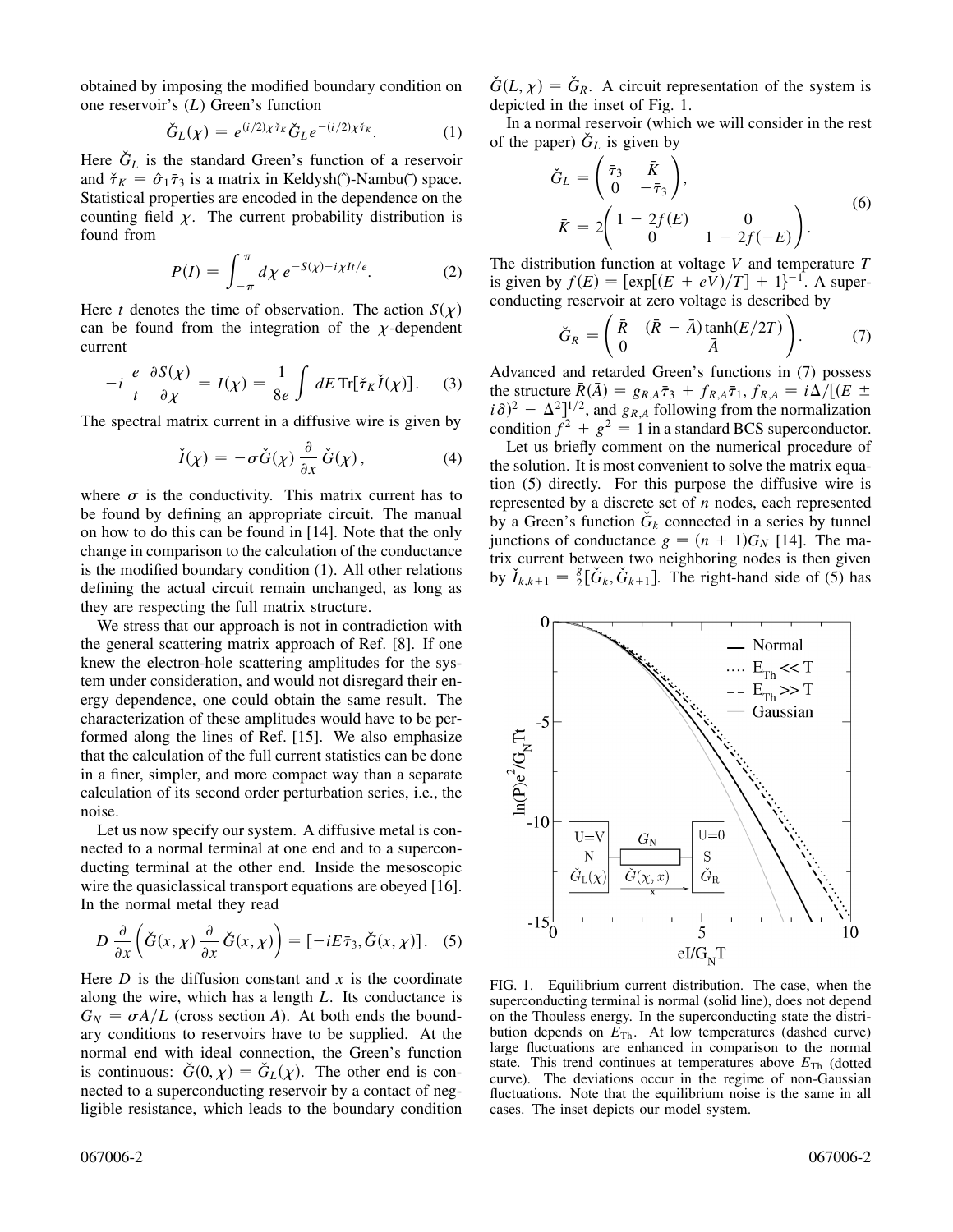obtained by imposing the modified boundary condition on one reservoir's ($L$) Green's function

$$\check{G}_L(\chi) = e^{(i/2)\chi\check{\tau}_K}\check{G}_L e^{-(i/2)\chi\check{\tau}_K}. \quad (1)$$

Here $\check{G}_L$ is the standard Green's function of a reservoir and $\check{\tau}_K = \hat{\sigma}_1\bar{\tau}_3$ is a matrix in Keldysh(ˆ)-Nambu(¯) space. Statistical properties are encoded in the dependence on the counting field $\chi$. The current probability distribution is found from

$$P(I) = \int_{-\pi}^{\pi} d\chi\, e^{-S(\chi)-i\chi It/e}. \quad (2)$$

Here $t$ denotes the time of observation. The action $S(\chi)$ can be found from the integration of the $\chi$-dependent current

$$-i\,\frac{e}{t}\,\frac{\partial S(\chi)}{\partial \chi} = I(\chi) = \frac{1}{8e}\int dE\,\mathrm{Tr}[\check{\tau}_K \check{I}(\chi)]. \quad (3)$$

The spectral matrix current in a diffusive wire is given by

$$\check{I}(\chi) = -\sigma\check{G}(\chi)\,\frac{\partial}{\partial x}\,\check{G}(\chi), \quad (4)$$

where $\sigma$ is the conductivity. This matrix current has to be found by defining an appropriate circuit. The manual on how to do this can be found in [14]. Note that the only change in comparison to the calculation of the conductance is the modified boundary condition (1). All other relations defining the actual circuit remain unchanged, as long as they are respecting the full matrix structure.

We stress that our approach is not in contradiction with the general scattering matrix approach of Ref. [8]. If one knew the electron-hole scattering amplitudes for the system under consideration, and would not disregard their energy dependence, one could obtain the same result. The characterization of these amplitudes would have to be performed along the lines of Ref. [15]. We also emphasize that the calculation of the full current statistics can be done in a finer, simpler, and more compact way than a separate calculation of its second order perturbation series, i.e., the noise.

Let us now specify our system. A diffusive metal is connected to a normal terminal at one end and to a superconducting terminal at the other end. Inside the mesoscopic wire the quasiclassical transport equations are obeyed [16]. In the normal metal they read

$$D\,\frac{\partial}{\partial x}\left(\check{G}(x,\chi)\,\frac{\partial}{\partial x}\,\check{G}(x,\chi)\right) = [-iE\bar{\tau}_3, \check{G}(x,\chi)]. \quad (5)$$

Here $D$ is the diffusion constant and $x$ is the coordinate along the wire, which has a length $L$. Its conductance is $G_N = \sigma A/L$ (cross section $A$). At both ends the boundary conditions to reservoirs have to be supplied. At the normal end with ideal connection, the Green's function is continuous: $\check{G}(0,\chi) = \check{G}_L(\chi)$. The other end is connected to a superconducting reservoir by a contact of negligible resistance, which leads to the boundary condition $\check{G}(L,\chi) = \check{G}_R$. A circuit representation of the system is depicted in the inset of Fig. 1.

In a normal reservoir (which we will consider in the rest of the paper) $\check{G}_L$ is given by

$$\check{G}_L = \begin{pmatrix} \bar{\tau}_3 & \bar{K} \\ 0 & -\bar{\tau}_3 \end{pmatrix},$$
$$\bar{K} = 2\begin{pmatrix} 1 - 2f(E) & 0 \\ 0 & 1 - 2f(-E) \end{pmatrix}. \quad (6)$$

The distribution function at voltage $V$ and temperature $T$ is given by $f(E) = \{\exp[(E + eV)/T] + 1\}^{-1}$. A superconducting reservoir at zero voltage is described by

$$\check{G}_R = \begin{pmatrix} \bar{R} & (\bar{R} - \bar{A})\tanh(E/2T) \\ 0 & \bar{A} \end{pmatrix}. \quad (7)$$

Advanced and retarded Green's functions in (7) possess the structure $\bar{R}(\bar{A}) = g_{R,A}\bar{\tau}_3 + f_{R,A}\bar{\tau}_1$, $f_{R,A} = i\Delta/[(E \pm i\delta)^2 - \Delta^2]^{1/2}$, and $g_{R,A}$ following from the normalization condition $f^2 + g^2 = 1$ in a standard BCS superconductor.

Let us briefly comment on the numerical procedure of the solution. It is most convenient to solve the matrix equation (5) directly. For this purpose the diffusive wire is represented by a discrete set of $n$ nodes, each represented by a Green's function $\check{G}_k$ connected in a series by tunnel junctions of conductance $g = (n + 1)G_N$ [14]. The matrix current between two neighboring nodes is then given by $\check{I}_{k,k+1} = \frac{g}{2}[\check{G}_k, \check{G}_{k+1}]$. The right-hand side of (5) has

FIG. 1. Equilibrium current distribution. The case, when the superconducting terminal is normal (solid line), does not depend on the Thouless energy. In the superconducting state the distribution depends on $E_{\mathrm{Th}}$. At low temperatures (dashed curve) large fluctuations are enhanced in comparison to the normal state. This trend continues at temperatures above $E_{\mathrm{Th}}$ (dotted curve). The deviations occur in the regime of non-Gaussian fluctuations. Note that the equilibrium noise is the same in all cases. The inset depicts our model system.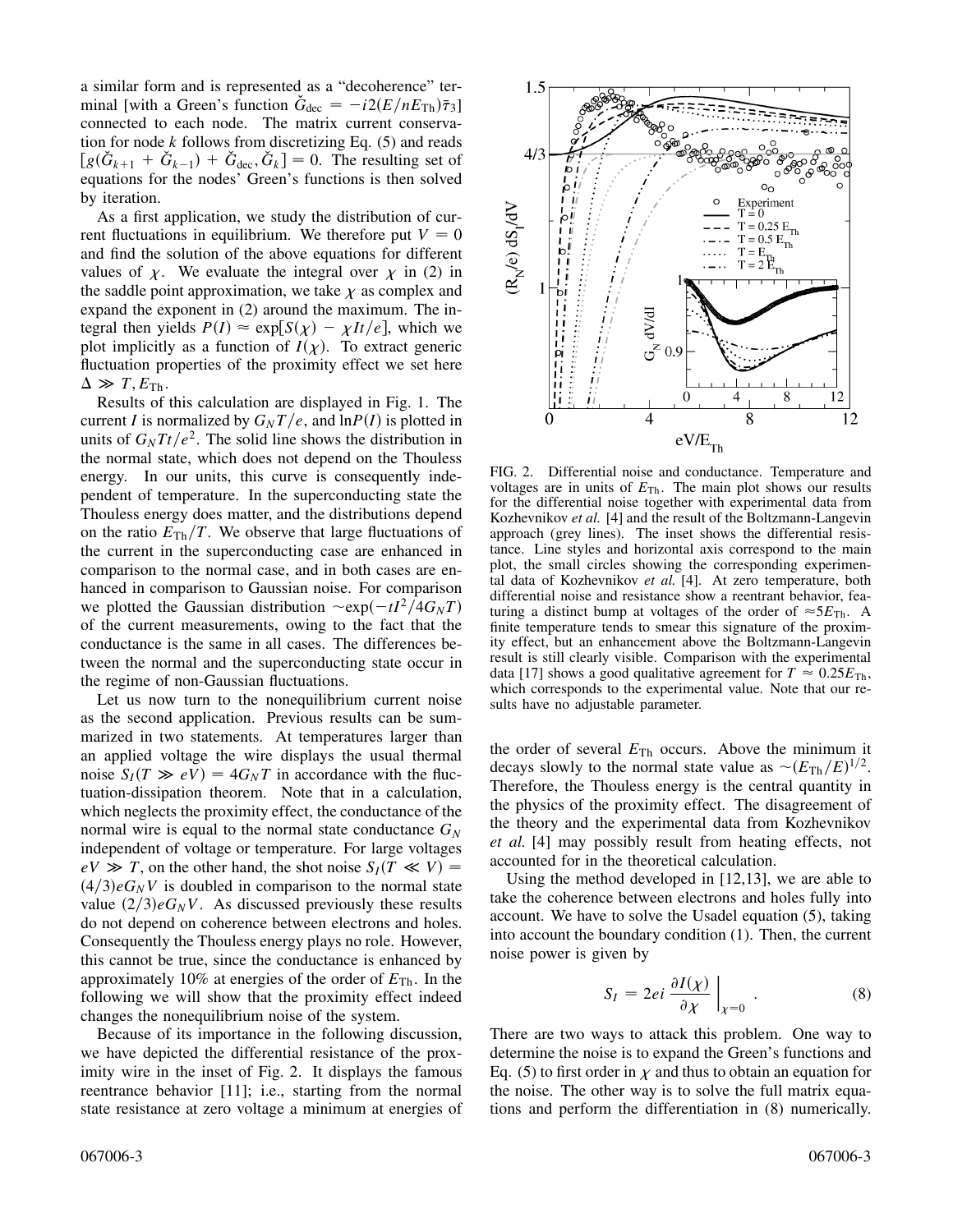a similar form and is represented as a "decoherence" terminal [with a Green's function $\check{G}_{\rm dec} = -i2(E/nE_{\rm Th})\bar{\tau}_3$] connected to each node. The matrix current conservation for node $k$ follows from discretizing Eq. (5) and reads $[g(\check{G}_{k+1} + \check{G}_{k-1}) + \check{G}_{\rm dec}, \check{G}_k] = 0$. The resulting set of equations for the nodes' Green's functions is then solved by iteration.

As a first application, we study the distribution of current fluctuations in equilibrium. We therefore put $V = 0$ and find the solution of the above equations for different values of $\chi$. We evaluate the integral over $\chi$ in (2) in the saddle point approximation, we take $\chi$ as complex and expand the exponent in (2) around the maximum. The integral then yields $P(I) \approx \exp[S(\chi) - \chi It/e]$, which we plot implicitly as a function of $I(\chi)$. To extract generic fluctuation properties of the proximity effect we set here $\Delta \gg T, E_{\rm Th}$.

Results of this calculation are displayed in Fig. 1. The current $I$ is normalized by $G_N T/e$, and $\ln P(I)$ is plotted in units of $G_N Tt/e^2$. The solid line shows the distribution in the normal state, which does not depend on the Thouless energy. In our units, this curve is consequently independent of temperature. In the superconducting state the Thouless energy does matter, and the distributions depend on the ratio $E_{\rm Th}/T$. We observe that large fluctuations of the current in the superconducting case are enhanced in comparison to the normal case, and in both cases are enhanced in comparison to Gaussian noise. For comparison we plotted the Gaussian distribution $\sim\exp(-tI^2/4G_N T)$ of the current measurements, owing to the fact that the conductance is the same in all cases. The differences between the normal and the superconducting state occur in the regime of non-Gaussian fluctuations.

Let us now turn to the nonequilibrium current noise as the second application. Previous results can be summarized in two statements. At temperatures larger than an applied voltage the wire displays the usual thermal noise $S_I(T \gg eV) = 4G_N T$ in accordance with the fluctuation-dissipation theorem. Note that in a calculation, which neglects the proximity effect, the conductance of the normal wire is equal to the normal state conductance $G_N$ independent of voltage or temperature. For large voltages $eV \gg T$, on the other hand, the shot noise $S_I(T \ll V) = (4/3)eG_N V$ is doubled in comparison to the normal state value $(2/3)eG_N V$. As discussed previously these results do not depend on coherence between electrons and holes. Consequently the Thouless energy plays no role. However, this cannot be true, since the conductance is enhanced by approximately 10% at energies of the order of $E_{\rm Th}$. In the following we will show that the proximity effect indeed changes the nonequilibrium noise of the system.

Because of its importance in the following discussion, we have depicted the differential resistance of the proximity wire in the inset of Fig. 2. It displays the famous reentrance behavior [11]; i.e., starting from the normal state resistance at zero voltage a minimum at energies of the order of several $E_{\rm Th}$ occurs. Above the minimum it decays slowly to the normal state value as $\sim(E_{\rm Th}/E)^{1/2}$. Therefore, the Thouless energy is the central quantity in the physics of the proximity effect. The disagreement of the theory and the experimental data from Kozhevnikov *et al.* [4] may possibly result from heating effects, not accounted for in the theoretical calculation.

FIG. 2. Differential noise and conductance. Temperature and voltages are in units of $E_{\rm Th}$. The main plot shows our results for the differential noise together with experimental data from Kozhevnikov *et al.* [4] and the result of the Boltzmann-Langevin approach (grey lines). The inset shows the differential resistance. Line styles and horizontal axis correspond to the main plot, the small circles showing the corresponding experimental data of Kozhevnikov *et al.* [4]. At zero temperature, both differential noise and resistance show a reentrant behavior, featuring a distinct bump at voltages of the order of $\approx 5E_{\rm Th}$. A finite temperature tends to smear this signature of the proximity effect, but an enhancement above the Boltzmann-Langevin result is still clearly visible. Comparison with the experimental data [17] shows a good qualitative agreement for $T \approx 0.25E_{\rm Th}$, which corresponds to the experimental value. Note that our results have no adjustable parameter.

Using the method developed in [12,13], we are able to take the coherence between electrons and holes fully into account. We have to solve the Usadel equation (5), taking into account the boundary condition (1). Then, the current noise power is given by

$$S_I = 2ei \left. \frac{\partial I(\chi)}{\partial \chi} \right|_{\chi=0}. \tag{8}$$

There are two ways to attack this problem. One way to determine the noise is to expand the Green's functions and Eq. (5) to first order in $\chi$ and thus to obtain an equation for the noise. The other way is to solve the full matrix equations and perform the differentiation in (8) numerically.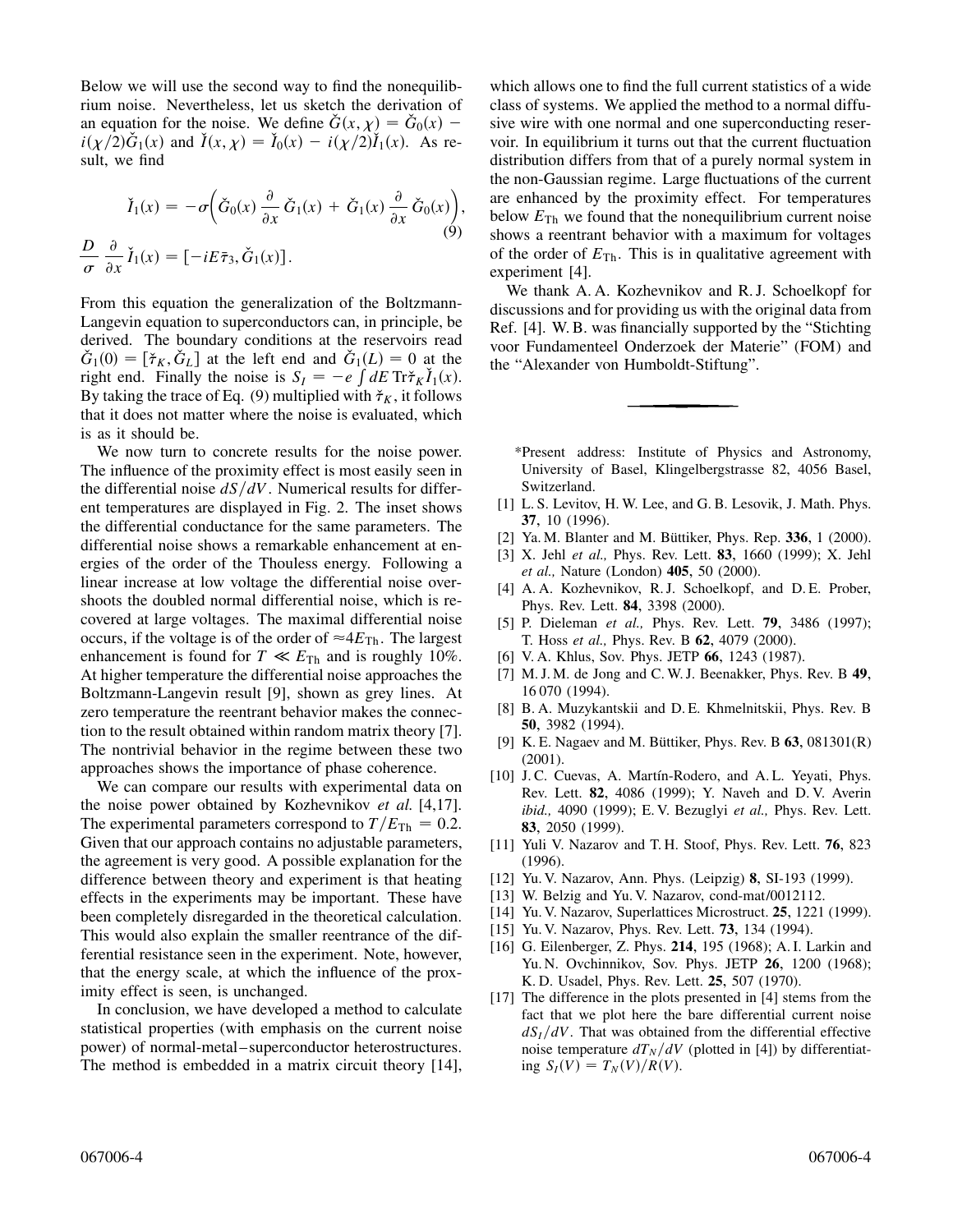Below we will use the second way to find the nonequilibrium noise. Nevertheless, let us sketch the derivation of an equation for the noise. We define $\check{G}(x,\chi) = \check{G}_0(x) - i(\chi/2)\check{G}_1(x)$ and $\check{I}(x,\chi) = \check{I}_0(x) - i(\chi/2)\check{I}_1(x)$. As result, we find

$$\check{I}_1(x) = -\sigma\Big(\check{G}_0(x)\,\frac{\partial}{\partial x}\,\check{G}_1(x) + \check{G}_1(x)\,\frac{\partial}{\partial x}\,\check{G}_0(x)\Big),$$
$$\frac{D}{\sigma}\,\frac{\partial}{\partial x}\,\check{I}_1(x) = [-iE\bar{\tau}_3, \check{G}_1(x)]. \tag{9}$$

From this equation the generalization of the Boltzmann-Langevin equation to superconductors can, in principle, be derived. The boundary conditions at the reservoirs read $\check{G}_1(0) = [\check{\tau}_K, \check{G}_L]$ at the left end and $\check{G}_1(L) = 0$ at the right end. Finally the noise is $S_I = -e\int dE\, \mathrm{Tr}\check{\tau}_K\check{I}_1(x)$. By taking the trace of Eq. (9) multiplied with $\check{\tau}_K$, it follows that it does not matter where the noise is evaluated, which is as it should be.

We now turn to concrete results for the noise power. The influence of the proximity effect is most easily seen in the differential noise $dS/dV$. Numerical results for different temperatures are displayed in Fig. 2. The inset shows the differential conductance for the same parameters. The differential noise shows a remarkable enhancement at energies of the order of the Thouless energy. Following a linear increase at low voltage the differential noise overshoots the doubled normal differential noise, which is recovered at large voltages. The maximal differential noise occurs, if the voltage is of the order of $\approx 4E_{\mathrm{Th}}$. The largest enhancement is found for $T \ll E_{\mathrm{Th}}$ and is roughly 10%. At higher temperature the differential noise approaches the Boltzmann-Langevin result [9], shown as grey lines. At zero temperature the reentrant behavior makes the connection to the result obtained within random matrix theory [7]. The nontrivial behavior in the regime between these two approaches shows the importance of phase coherence.

We can compare our results with experimental data on the noise power obtained by Kozhevnikov *et al.* [4,17]. The experimental parameters correspond to $T/E_{\mathrm{Th}} = 0.2$. Given that our approach contains no adjustable parameters, the agreement is very good. A possible explanation for the difference between theory and experiment is that heating effects in the experiments may be important. These have been completely disregarded in the theoretical calculation. This would also explain the smaller reentrance of the differential resistance seen in the experiment. Note, however, that the energy scale, at which the influence of the proximity effect is seen, is unchanged.

In conclusion, we have developed a method to calculate statistical properties (with emphasis on the current noise power) of normal-metal–superconductor heterostructures. The method is embedded in a matrix circuit theory [14], which allows one to find the full current statistics of a wide class of systems. We applied the method to a normal diffusive wire with one normal and one superconducting reservoir. In equilibrium it turns out that the current fluctuation distribution differs from that of a purely normal system in the non-Gaussian regime. Large fluctuations of the current are enhanced by the proximity effect. For temperatures below $E_{\mathrm{Th}}$ we found that the nonequilibrium current noise shows a reentrant behavior with a maximum for voltages of the order of $E_{\mathrm{Th}}$. This is in qualitative agreement with experiment [4].

We thank A. A. Kozhevnikov and R. J. Schoelkopf for discussions and for providing us with the original data from Ref. [4]. W. B. was financially supported by the "Stichting voor Fundamenteel Onderzoek der Materie" (FOM) and the "Alexander von Humboldt-Stiftung".

---

*Present address: Institute of Physics and Astronomy, University of Basel, Klingelbergstrasse 82, 4056 Basel, Switzerland.

[1] L. S. Levitov, H. W. Lee, and G. B. Lesovik, J. Math. Phys. **37**, 10 (1996).

[2] Ya. M. Blanter and M. Büttiker, Phys. Rep. **336**, 1 (2000).

[3] X. Jehl *et al.,* Phys. Rev. Lett. **83**, 1660 (1999); X. Jehl *et al.,* Nature (London) **405**, 50 (2000).

[4] A. A. Kozhevnikov, R. J. Schoelkopf, and D. E. Prober, Phys. Rev. Lett. **84**, 3398 (2000).

[5] P. Dieleman *et al.,* Phys. Rev. Lett. **79**, 3486 (1997); T. Hoss *et al.,* Phys. Rev. B **62**, 4079 (2000).

[6] V. A. Khlus, Sov. Phys. JETP **66**, 1243 (1987).

[7] M. J. M. de Jong and C. W. J. Beenakker, Phys. Rev. B **49**, 16 070 (1994).

[8] B. A. Muzykantskii and D. E. Khmelnitskii, Phys. Rev. B **50**, 3982 (1994).

[9] K. E. Nagaev and M. Büttiker, Phys. Rev. B **63**, 081301(R) (2001).

[10] J. C. Cuevas, A. Martín-Rodero, and A. L. Yeyati, Phys. Rev. Lett. **82**, 4086 (1999); Y. Naveh and D. V. Averin *ibid.,* 4090 (1999); E. V. Bezuglyi *et al.,* Phys. Rev. Lett. **83**, 2050 (1999).

[11] Yuli V. Nazarov and T. H. Stoof, Phys. Rev. Lett. **76**, 823 (1996).

[12] Yu. V. Nazarov, Ann. Phys. (Leipzig) **8**, SI-193 (1999).

[13] W. Belzig and Yu. V. Nazarov, cond-mat/0012112.

[14] Yu. V. Nazarov, Superlattices Microstruct. **25**, 1221 (1999).

[15] Yu. V. Nazarov, Phys. Rev. Lett. **73**, 134 (1994).

[16] G. Eilenberger, Z. Phys. **214**, 195 (1968); A. I. Larkin and Yu. N. Ovchinnikov, Sov. Phys. JETP **26**, 1200 (1968); K. D. Usadel, Phys. Rev. Lett. **25**, 507 (1970).

[17] The difference in the plots presented in [4] stems from the fact that we plot here the bare differential current noise $dS_I/dV$. That was obtained from the differential effective noise temperature $dT_N/dV$ (plotted in [4]) by differentiating $S_I(V) = T_N(V)/R(V)$.